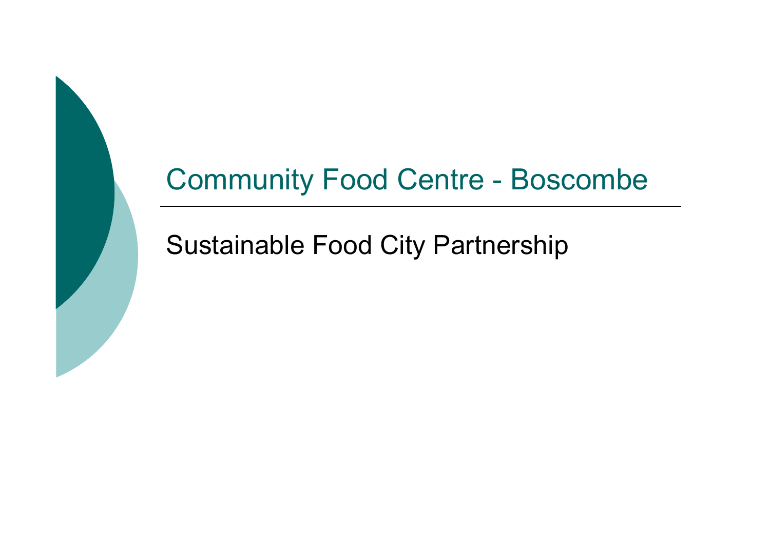# Community Food Centre - Boscombe

Sustainable Food City Partnership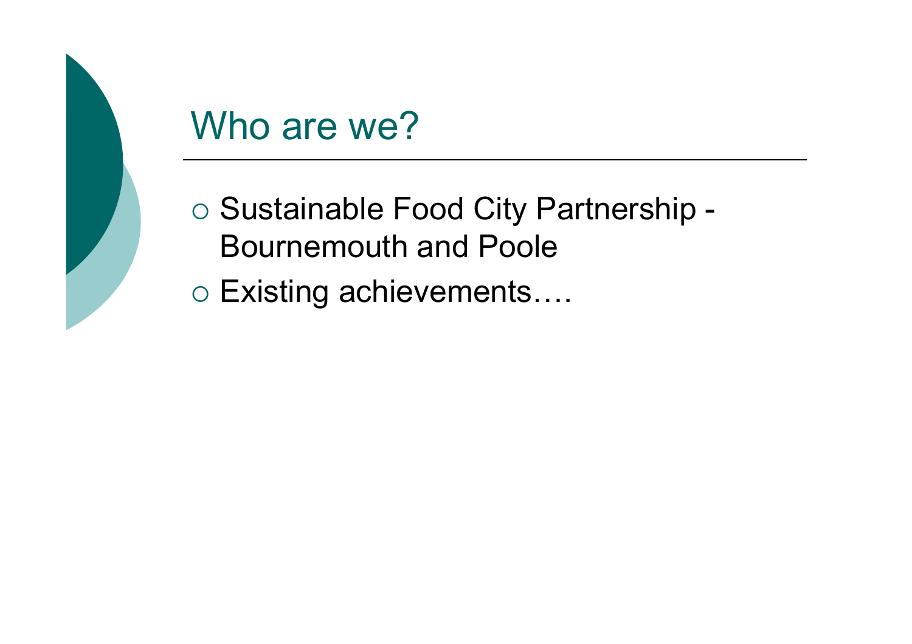# Who are we?

- Sustainable Food City Partnership - Bournemouth and Poole
- Existing achievements….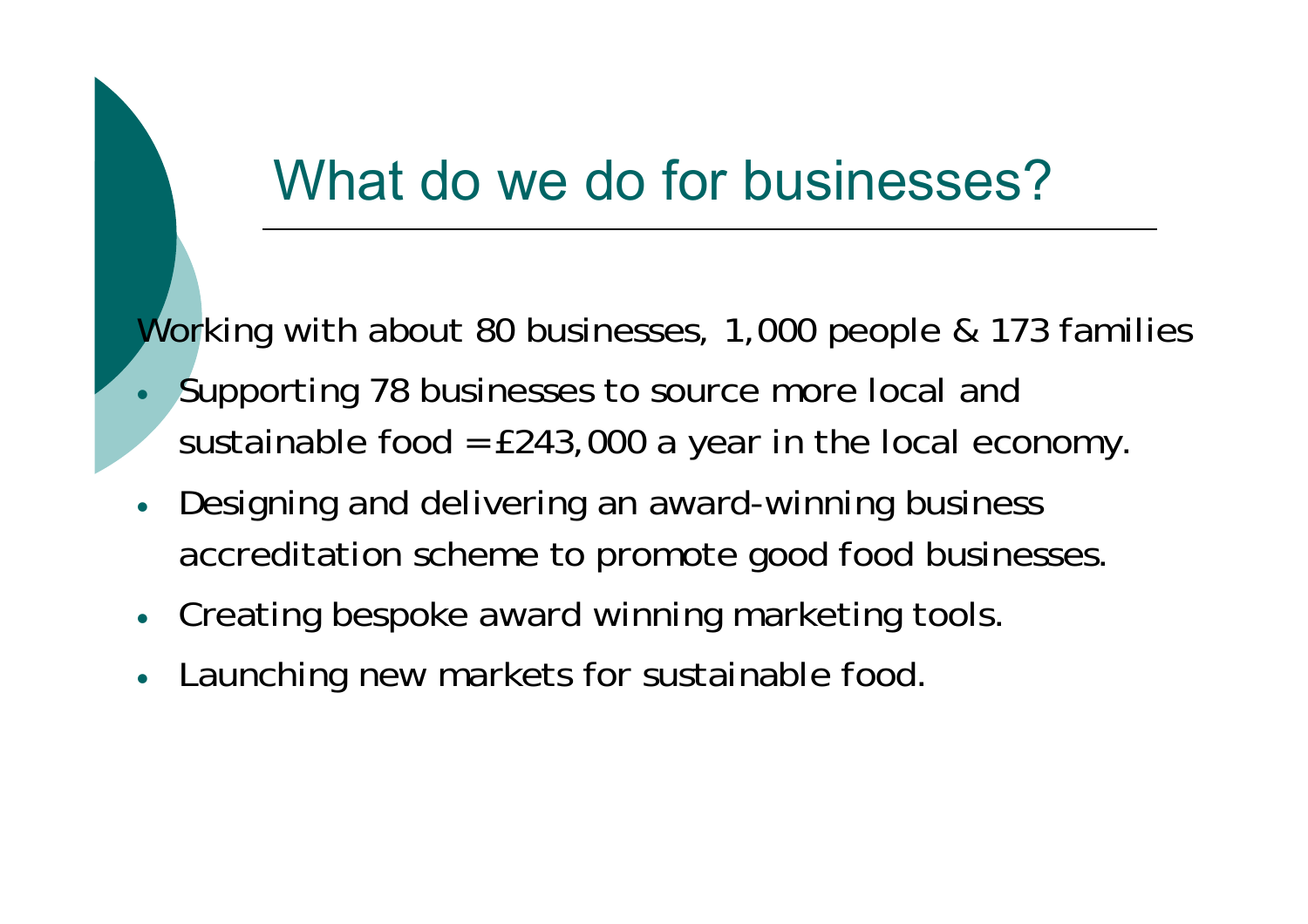# What do we do for businesses?

Working with about 80 businesses, 1,000 people & 173 families

- Supporting 78 businesses to source more local and sustainable food = £243,000 a year in the local economy.
- Designing and delivering an award-winning business accreditation scheme to promote good food businesses.
- Creating bespoke award winning marketing tools.
- Launching new markets for sustainable food.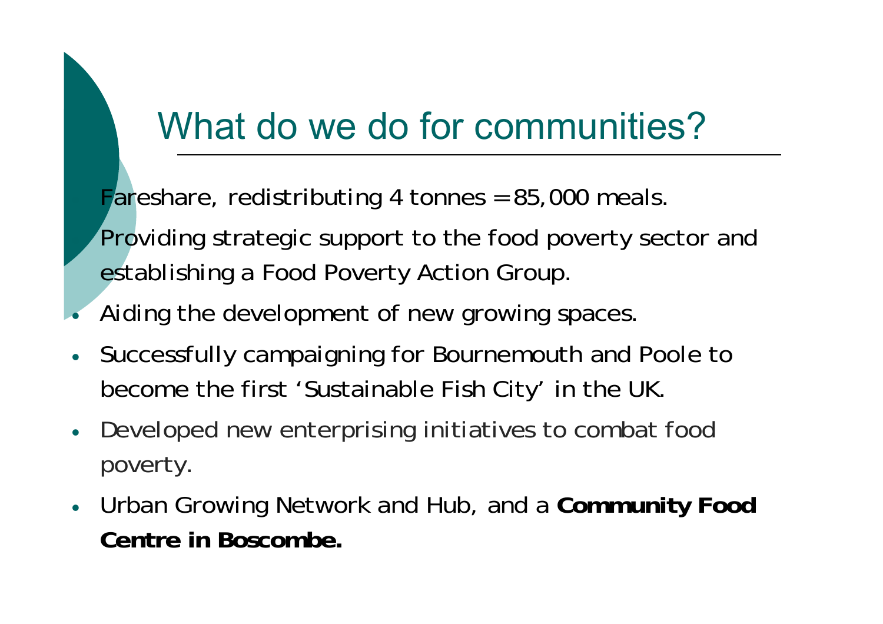# What do we do for communities?

- Fareshare, redistributing 4 tonnes = 85,000 meals.
- Providing strategic support to the food poverty sector and establishing a Food Poverty Action Group.
- Aiding the development of new growing spaces.
- Successfully campaigning for Bournemouth and Poole to become the first 'Sustainable Fish City' in the UK.
- Developed new enterprising initiatives to combat food poverty.
- Urban Growing Network and Hub, and a **Community Food Centre in Boscombe.**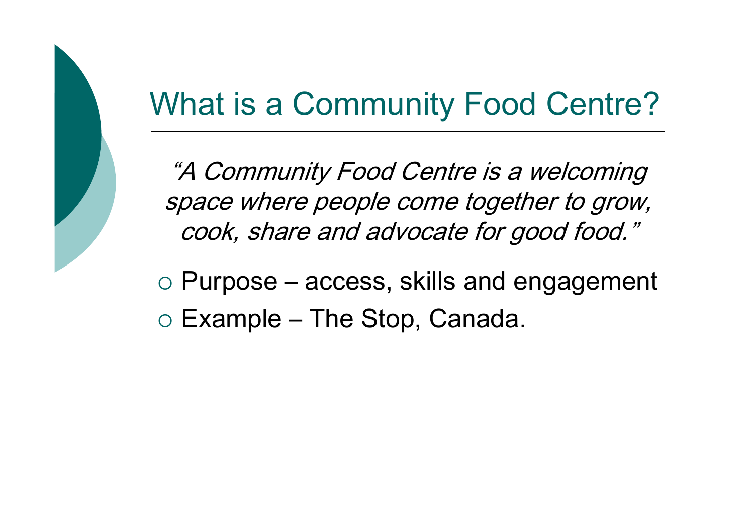# What is a Community Food Centre?

*"A Community Food Centre is a welcoming space where people come together to grow, cook, share and advocate for good food."*

- Purpose – access, skills and engagement
- Example – The Stop, Canada.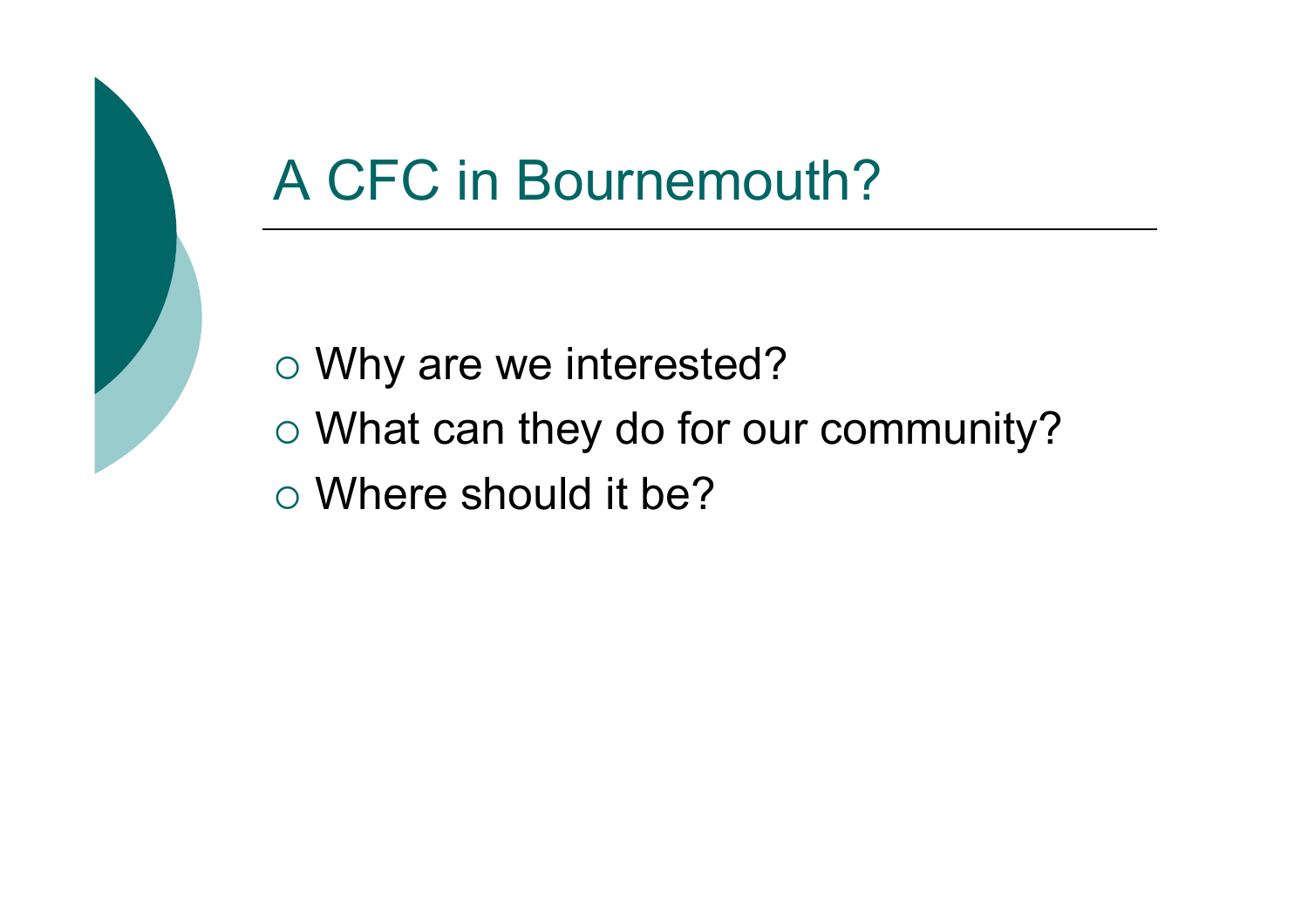# A CFC in Bournemouth?

- Why are we interested?
- What can they do for our community?
- Where should it be?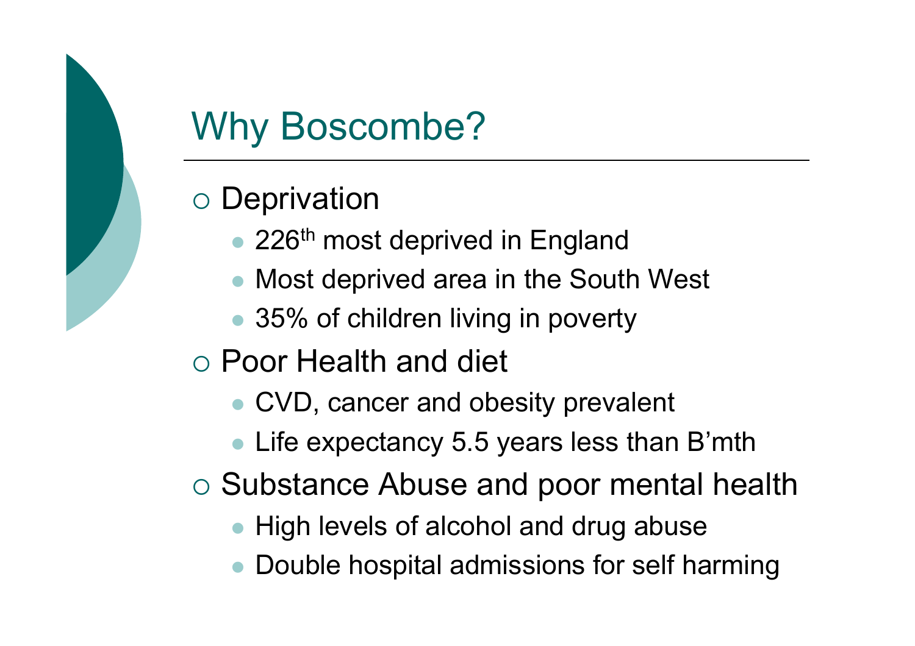# Why Boscombe?

- Deprivation
  - 226th most deprived in England
  - Most deprived area in the South West
  - 35% of children living in poverty
- Poor Health and diet
  - CVD, cancer and obesity prevalent
  - Life expectancy 5.5 years less than B'mth
- Substance Abuse and poor mental health
  - High levels of alcohol and drug abuse
  - Double hospital admissions for self harming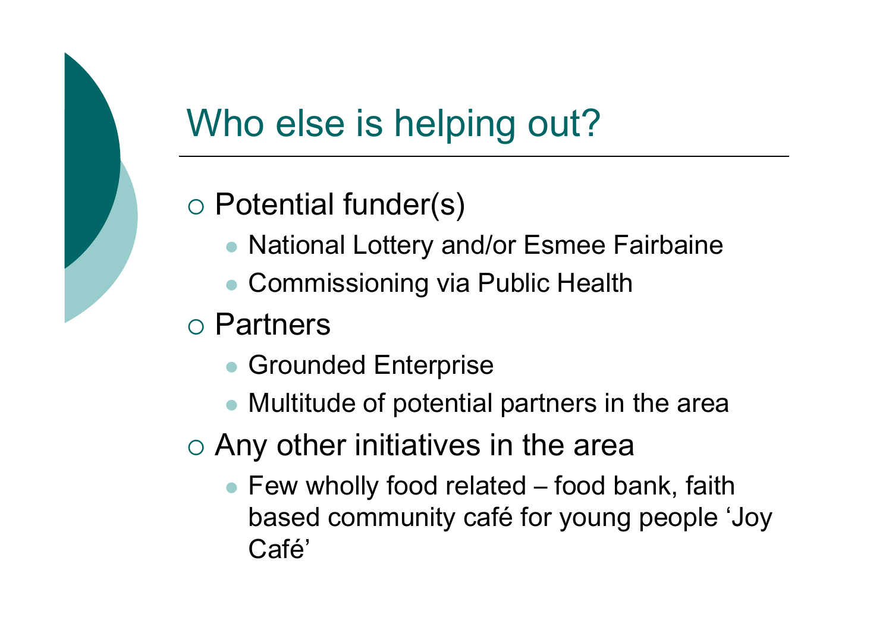# Who else is helping out?

- Potential funder(s)
  - National Lottery and/or Esmee Fairbaine
  - Commissioning via Public Health
- Partners
  - Grounded Enterprise
  - Multitude of potential partners in the area
- Any other initiatives in the area
  - Few wholly food related – food bank, faith based community café for young people ‘Joy Café’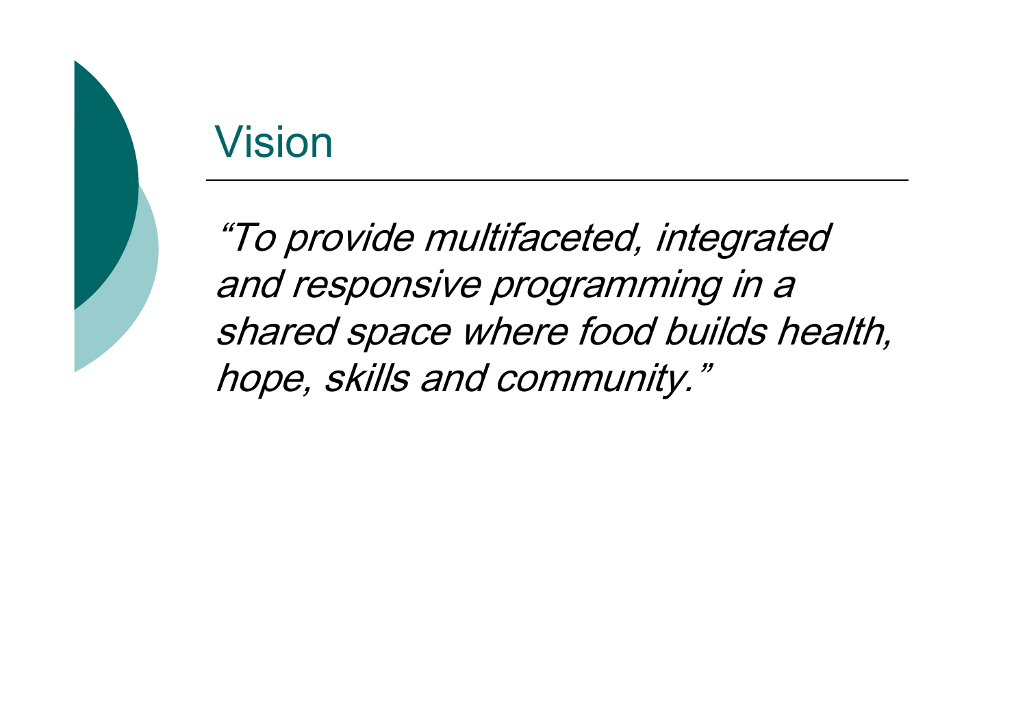# Vision

*“To provide multifaceted, integrated and responsive programming in a shared space where food builds health, hope, skills and community.”*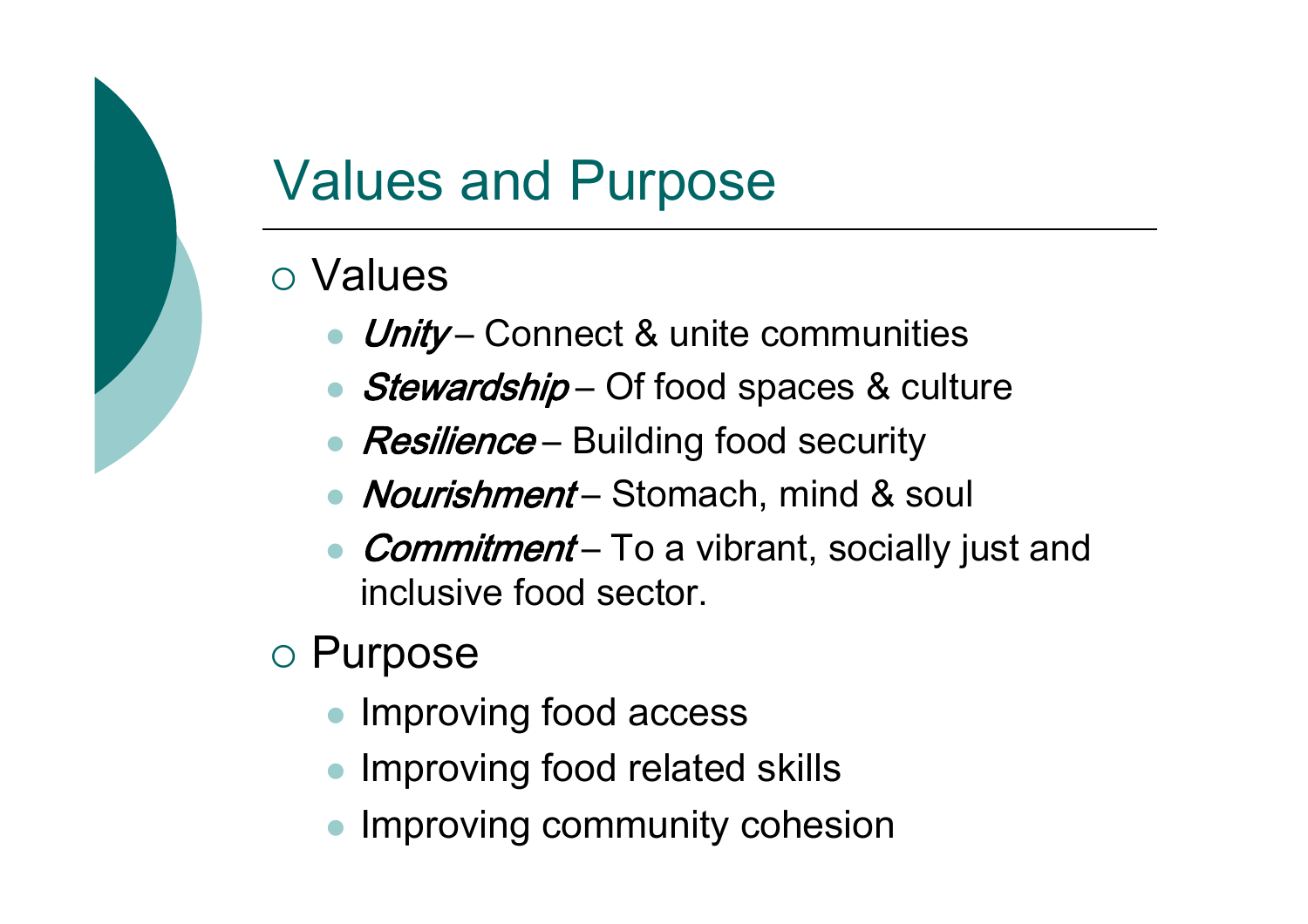# Values and Purpose

- Values
  - *Unity* – Connect & unite communities
  - *Stewardship* – Of food spaces & culture
  - *Resilience* – Building food security
  - *Nourishment* – Stomach, mind & soul
  - *Commitment* – To a vibrant, socially just and inclusive food sector.
- Purpose
  - Improving food access
  - Improving food related skills
  - Improving community cohesion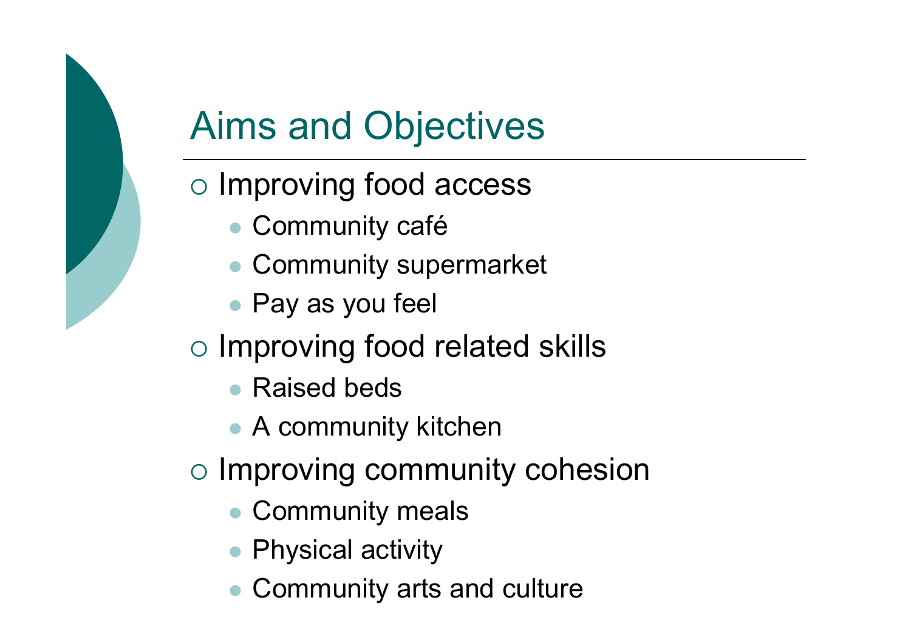# Aims and Objectives

- Improving food access
  - Community café
  - Community supermarket
  - Pay as you feel
- Improving food related skills
  - Raised beds
  - A community kitchen
- Improving community cohesion
  - Community meals
  - Physical activity
  - Community arts and culture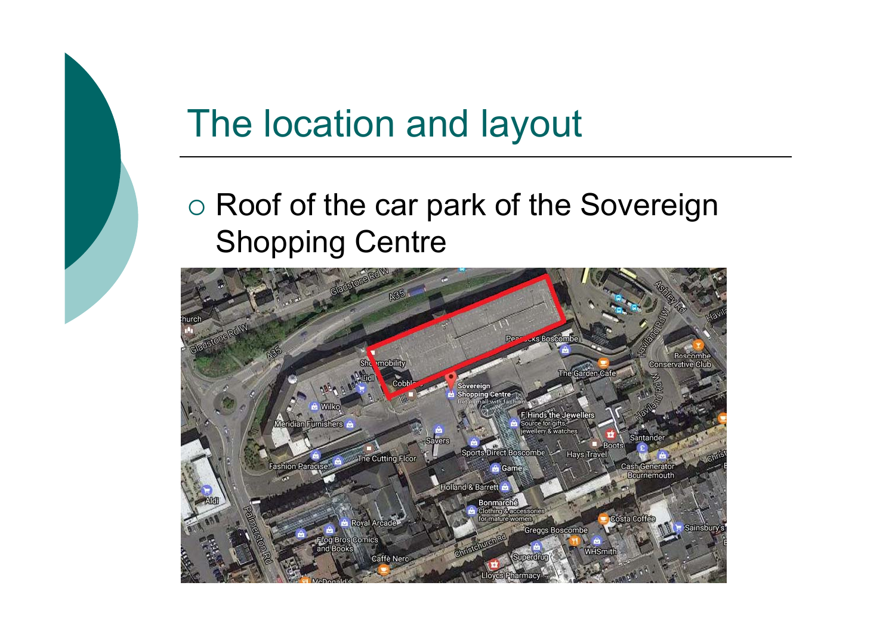# The location and layout

- Roof of the car park of the Sovereign Shopping Centre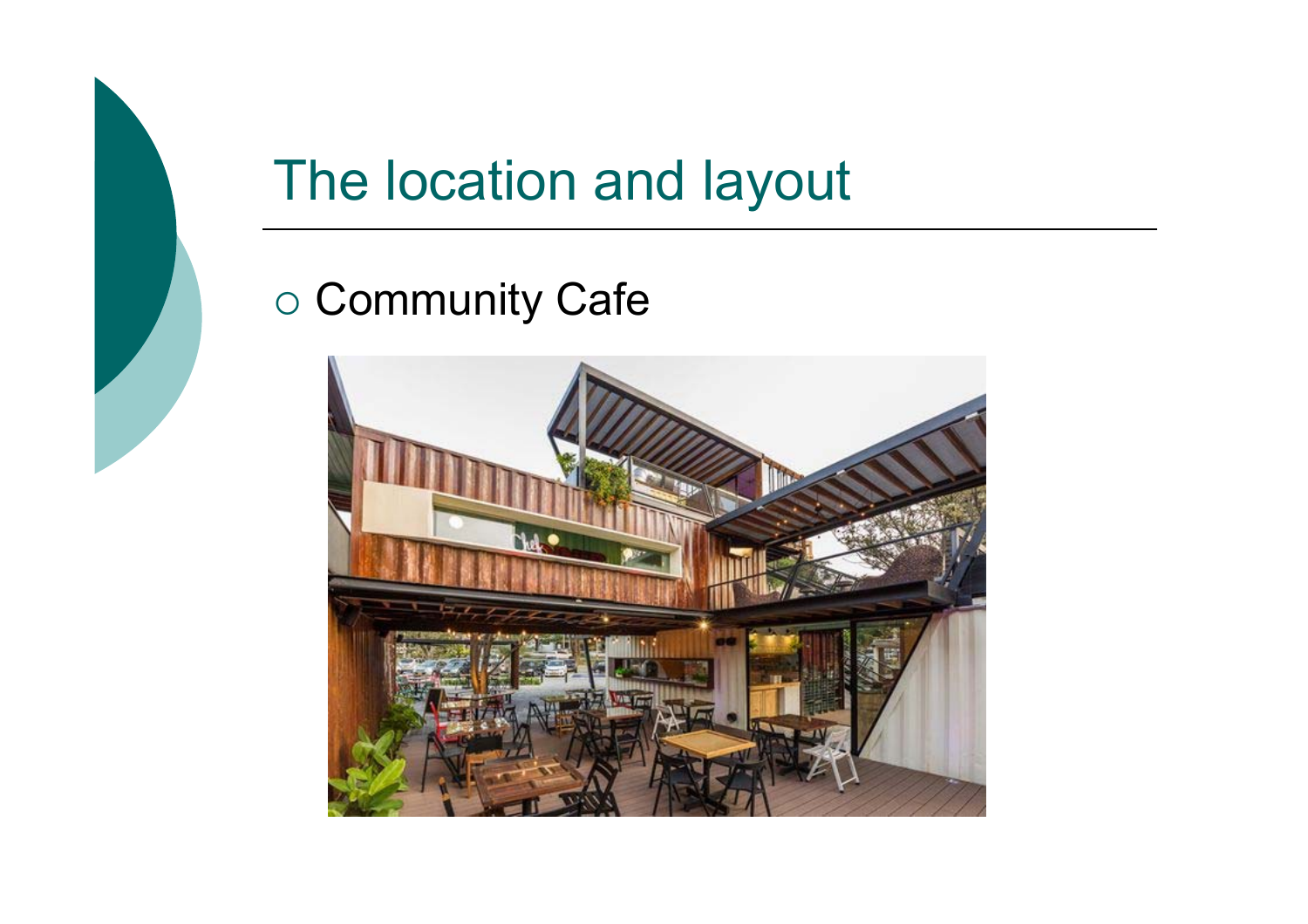# The location and layout

- Community Cafe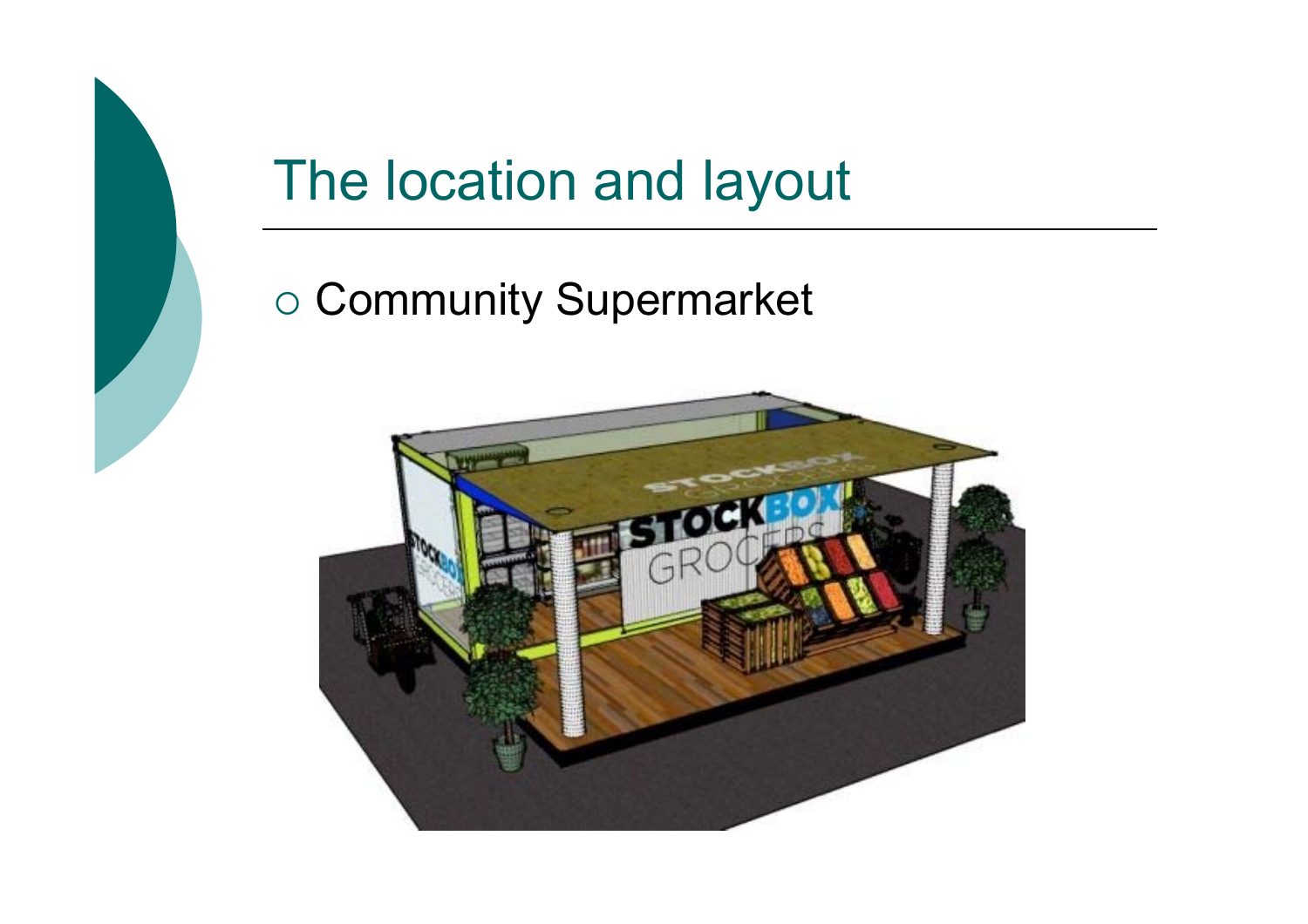# The location and layout

- Community Supermarket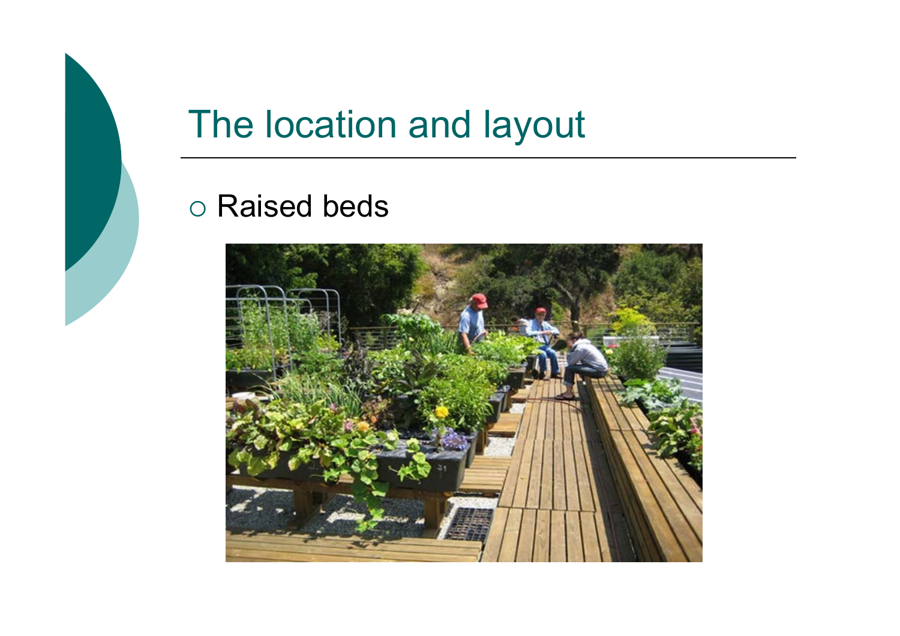# The location and layout

- Raised beds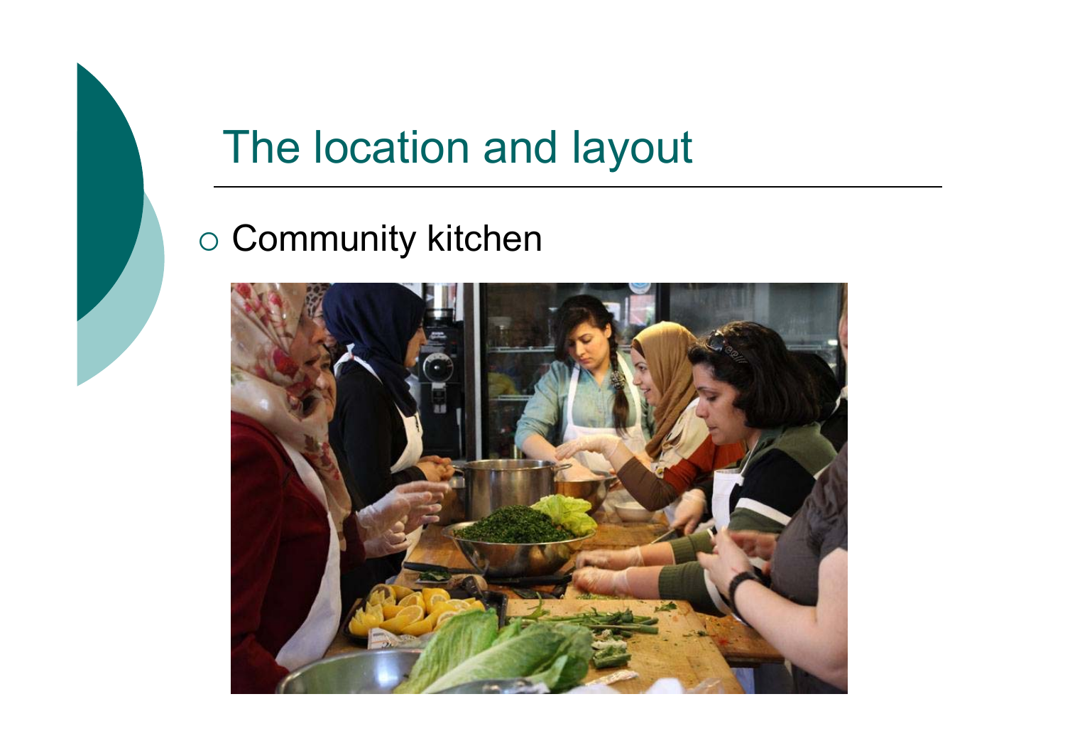# The location and layout

- Community kitchen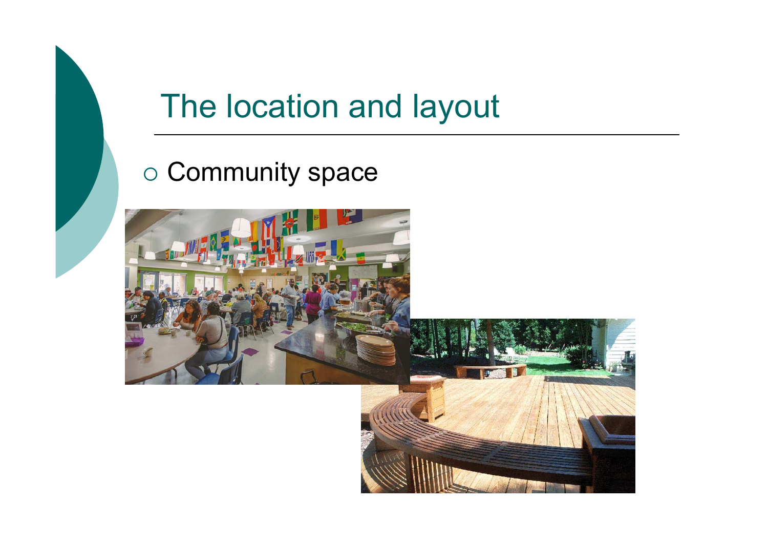# The location and layout

- Community space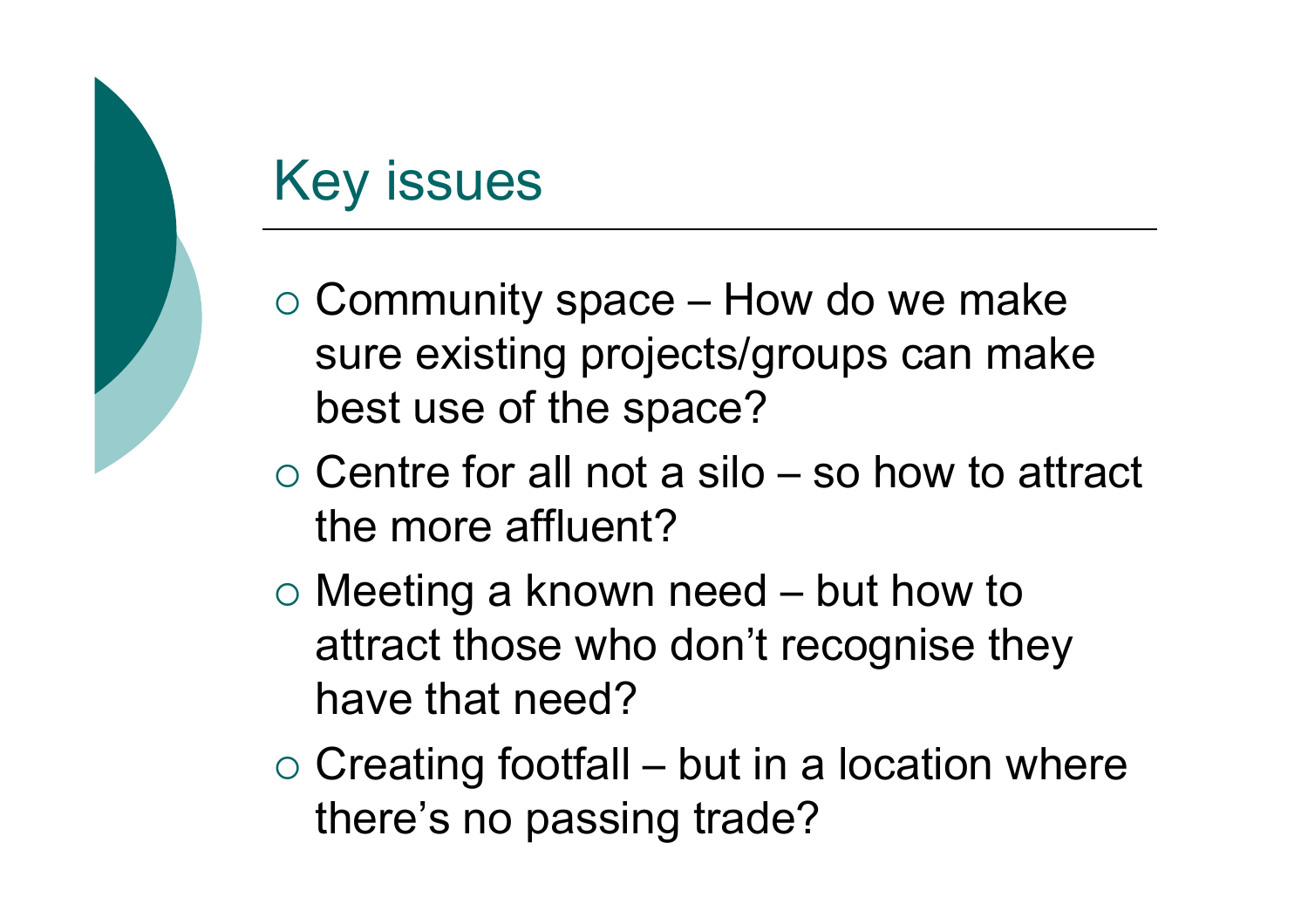# Key issues

- Community space – How do we make sure existing projects/groups can make best use of the space?
- Centre for all not a silo – so how to attract the more affluent?
- Meeting a known need – but how to attract those who don't recognise they have that need?
- Creating footfall – but in a location where there's no passing trade?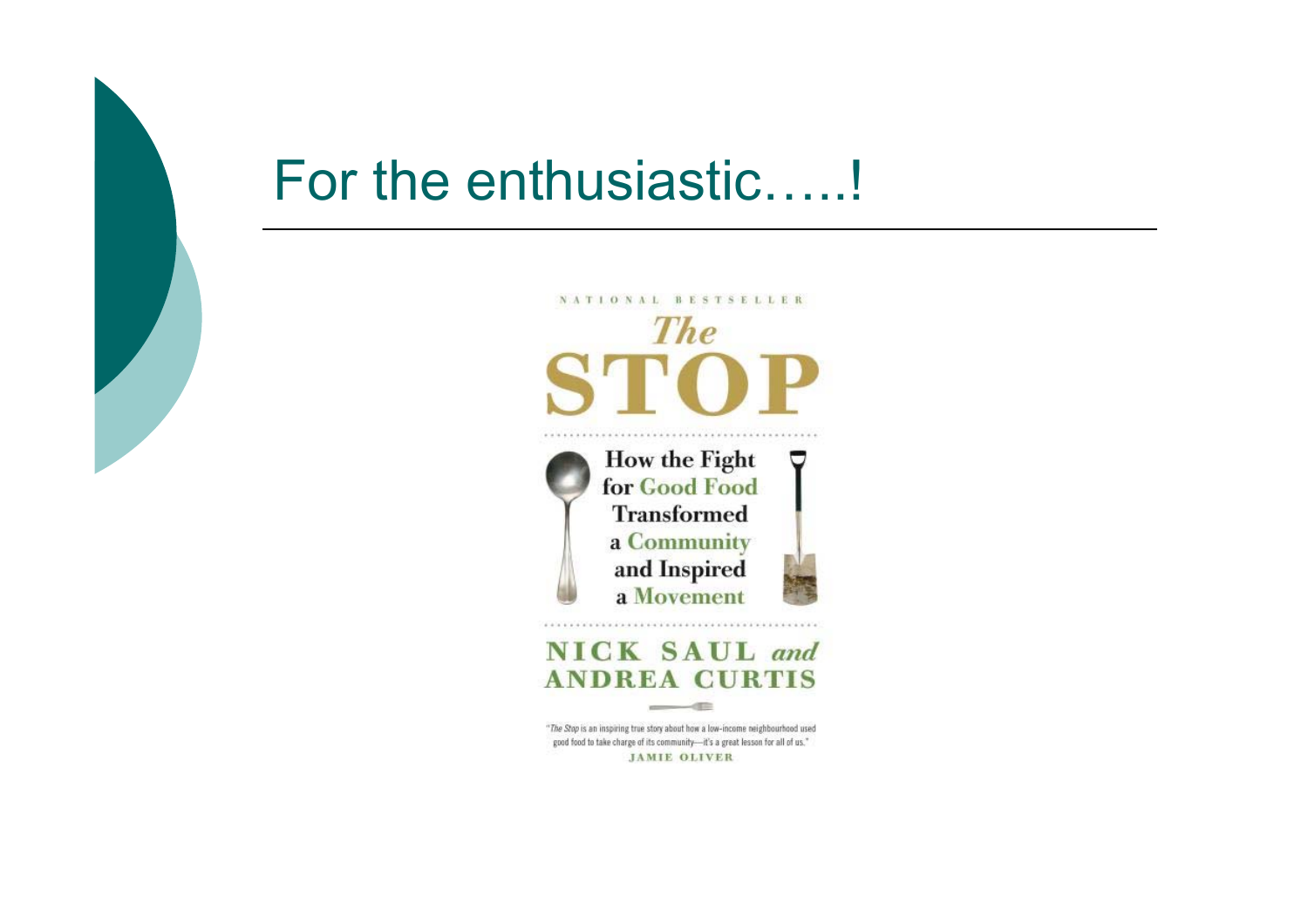# For the enthusiastic…..!

NATIONAL BESTSELLER

*The* **STOP**

How the Fight for Good Food Transformed a Community and Inspired a Movement

NICK SAUL *and* ANDREA CURTIS

"*The Stop* is an inspiring true story about how a low-income neighbourhood used good food to take charge of its community—it's a great lesson for all of us."
JAMIE OLIVER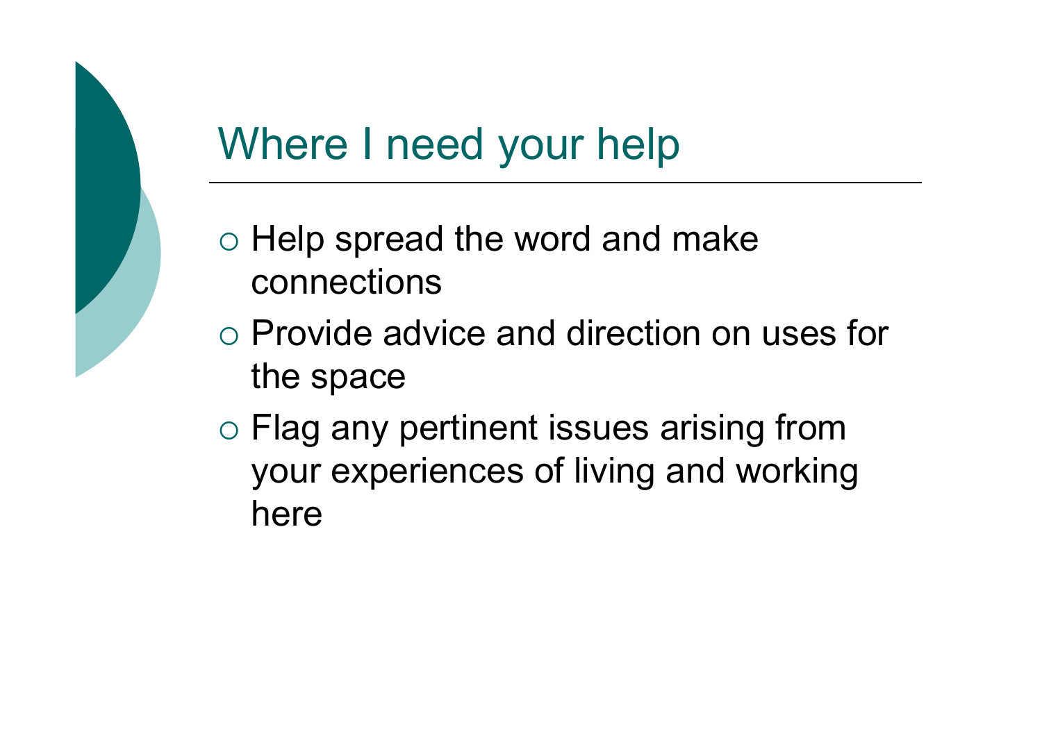# Where I need your help

- Help spread the word and make connections
- Provide advice and direction on uses for the space
- Flag any pertinent issues arising from your experiences of living and working here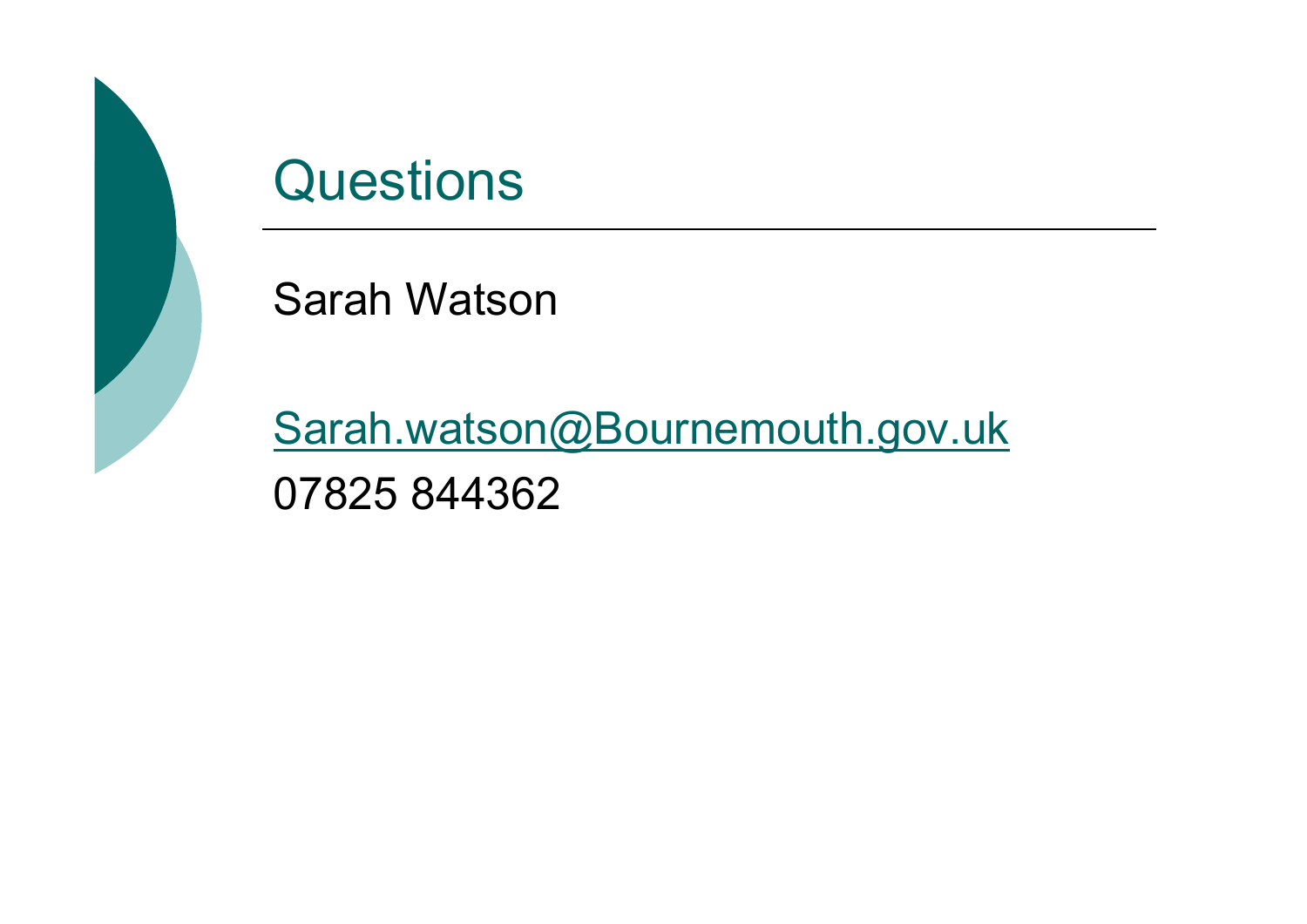# Questions

Sarah Watson

Sarah.watson@Bournemouth.gov.uk

07825 844362